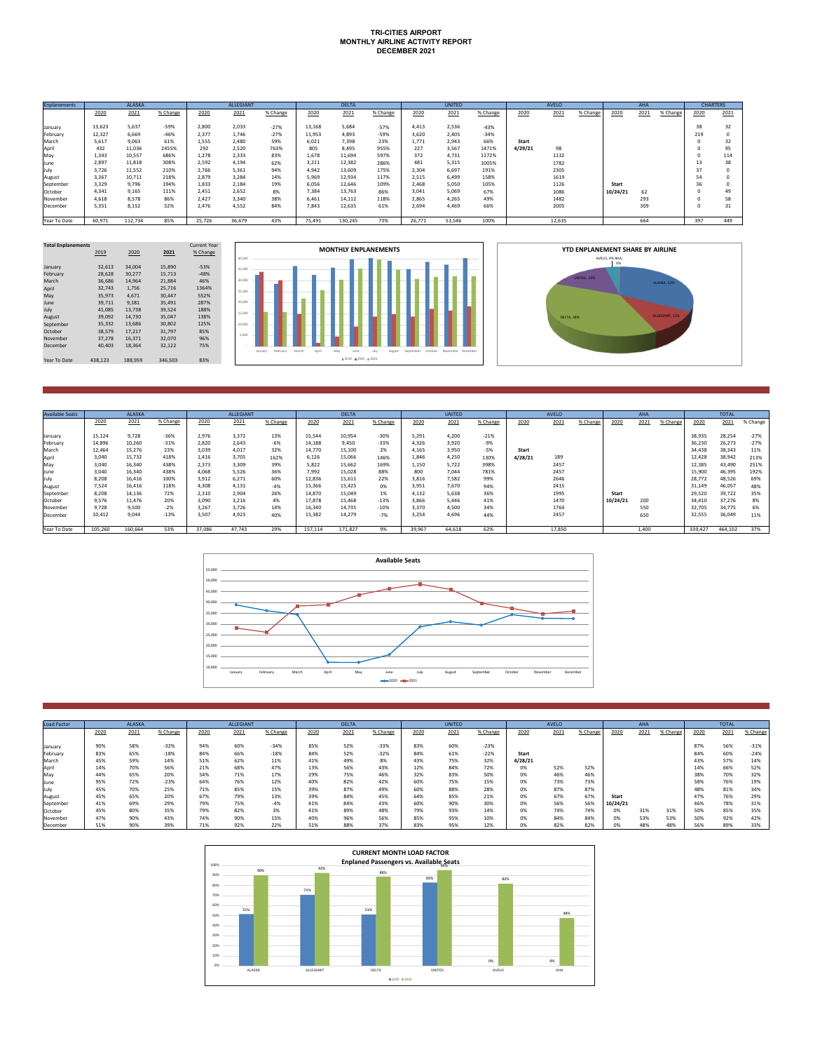# TRI-CITIES AIRPORT
## MONTHLY AIRLINE ACTIVITY REPORT
## DECEMBER 2021

| Enplanements | ALASKA | | | ALLEGIANT | | | DELTA | | | UNITED | | | AVELO | | | AHA | | | CHARTERS | |
|---|---|---|---|---|---|---|---|---|---|---|---|---|---|---|---|---|---|---|---|---|
| | 2020 | 2021 | % Change | 2020 | 2021 | % Change | 2020 | 2021 | % Change | 2020 | 2021 | % Change | 2020 | 2021 | % Change | 2020 | 2021 | % Change | 2020 | 2021 |
| January | 13,623 | 5,637 | -59% | 2,800 | 2,033 | -27% | 13,168 | 5,684 | -57% | 4,413 | 2,536 | -43% | | | | | | | 38 | 32 |
| February | 12,327 | 6,669 | -46% | 2,377 | 1,746 | -27% | 11,953 | 4,893 | -59% | 3,620 | 2,405 | -34% | | | | | | | 219 | 0 |
| March | 5,617 | 9,063 | 61% | 1,555 | 2,480 | 59% | 6,021 | 7,398 | 23% | 1,771 | 2,943 | 66% | Start | | | | | | 0 | 32 |
| April | 432 | 11,036 | 2455% | 292 | 2,520 | 763% | 805 | 8,495 | 955% | 227 | 3,567 | 1471% | 4/29/21 | 98 | | | | | 0 | 95 |
| May | 1,343 | 10,557 | 686% | 1,278 | 2,333 | 83% | 1,678 | 11,694 | 597% | 372 | 4,731 | 1172% | | 1132 | | | | | 0 | 114 |
| June | 2,897 | 11,818 | 308% | 2,592 | 4,194 | 62% | 3,211 | 12,382 | 286% | 481 | 5,315 | 1005% | | 1782 | | | | | 13 | 38 |
| July | 3,726 | 11,552 | 210% | 2,766 | 5,361 | 94% | 4,942 | 13,609 | 175% | 2,304 | 6,697 | 191% | | 2305 | | | | | 37 | 0 |
| August | 3,367 | 10,711 | 218% | 2,879 | 3,284 | 14% | 5,969 | 12,934 | 117% | 2,515 | 6,499 | 158% | | 1619 | | | | | 54 | 0 |
| September | 3,329 | 9,796 | 194% | 1,833 | 2,184 | 19% | 6,056 | 12,646 | 109% | 2,468 | 5,050 | 105% | | 1126 | | Start | | | 36 | 0 |
| October | 4,341 | 9,165 | 111% | 2,451 | 2,652 | 8% | 7,384 | 13,763 | 86% | 3,041 | 5,069 | 67% | | 1086 | | 10/24/21 | 62 | | 0 | 49 |
| November | 4,618 | 8,578 | 86% | 2,427 | 3,340 | 38% | 6,461 | 14,112 | 118% | 2,865 | 4,265 | 49% | | 1482 | | | 293 | | 0 | 58 |
| December | 5,351 | 8,152 | 52% | 2,476 | 4,552 | 84% | 7,843 | 12,635 | 61% | 2,694 | 4,469 | 66% | | 2005 | | | 309 | | 0 | 31 |
| Year To Date | 60,971 | 112,734 | 85% | 25,726 | 36,679 | 43% | 75,491 | 130,245 | 73% | 26,771 | 53,546 | 100% | | 12,635 | | | 664 | | 397 | 449 |

| Total Enplanements | 2019 | 2020 | 2021 | Current Year % Change |
|---|---|---|---|---|
| January | 32,613 | 34,004 | 15,890 | -53% |
| February | 28,628 | 30,277 | 15,713 | -48% |
| March | 36,686 | 14,964 | 21,884 | 46% |
| April | 32,743 | 1,756 | 25,716 | 1364% |
| May | 35,973 | 4,671 | 30,447 | 552% |
| June | 39,711 | 9,181 | 35,491 | 287% |
| July | 41,085 | 13,738 | 39,524 | 188% |
| August | 39,092 | 14,730 | 35,047 | 138% |
| September | 35,332 | 13,686 | 30,802 | 125% |
| October | 38,579 | 17,217 | 31,797 | 85% |
| November | 37,278 | 16,371 | 32,070 | 96% |
| December | 40,403 | 18,364 | 32,122 | 75% |
| Year To Date | 438,123 | 188,959 | 346,503 | 83% |

**MONTHLY ENPLANEMENTS**

**YTD ENPLANEMENT SHARE BY AIRLINE**

AVELO, 4% AHA, 0%; UNITED, 15%; ALASKA, 32%; ALLEGIANT, 11%; DELTA, 38%

| Available Seats | ALASKA | | | ALLEGIANT | | | DELTA | | | UNITED | | | AVELO | | | AHA | | | TOTAL | | |
|---|---|---|---|---|---|---|---|---|---|---|---|---|---|---|---|---|---|---|---|---|---|
| | 2020 | 2021 | % Change | 2020 | 2021 | % Change | 2020 | 2021 | % Change | 2020 | 2021 | % Change | 2020 | 2021 | % Change | 2020 | 2021 | % Change | 2020 | 2021 | % Change |
| January | 15,124 | 9,728 | -36% | 2,976 | 3,372 | 13% | 15,544 | 10,954 | -30% | 5,291 | 4,200 | -21% | | | | | | | 38,935 | 28,254 | -27% |
| February | 14,896 | 10,260 | -31% | 2,820 | 2,643 | -6% | 14,188 | 9,450 | -33% | 4,326 | 3,920 | -9% | | | | | | | 36,230 | 26,273 | -27% |
| March | 12,464 | 15,276 | 23% | 3,039 | 4,017 | 32% | 14,770 | 15,100 | 2% | 4,165 | 3,950 | -5% | Start | | | | | | 34,438 | 38,343 | 11% |
| April | 3,040 | 15,732 | 418% | 1,416 | 3,705 | 162% | 6,126 | 15,066 | 146% | 1,846 | 4,250 | 130% | 4/28/21 | 189 | | | | | 12,428 | 38,942 | 213% |
| May | 3,040 | 16,340 | 438% | 2,373 | 3,309 | 39% | 5,822 | 15,662 | 169% | 1,150 | 5,722 | 398% | | 2457 | | | | | 12,385 | 43,490 | 251% |
| June | 3,040 | 16,340 | 438% | 4,068 | 5,526 | 36% | 7,992 | 15,028 | 88% | 800 | 7,044 | 781% | | 2457 | | | | | 15,900 | 46,395 | 192% |
| July | 8,208 | 16,416 | 100% | 3,912 | 6,271 | 60% | 12,836 | 15,611 | 22% | 3,816 | 7,582 | 99% | | 2646 | | | | | 28,772 | 48,526 | 69% |
| August | 7,524 | 16,416 | 118% | 4,308 | 4,131 | -4% | 15,366 | 15,425 | 0% | 3,951 | 7,670 | 94% | | 2415 | | | | | 31,149 | 46,057 | 48% |
| September | 8,208 | 14,136 | 72% | 2,310 | 2,904 | 26% | 14,870 | 15,049 | 1% | 4,132 | 5,638 | 36% | | 1995 | | Start | | | 29,520 | 39,722 | 35% |
| October | 9,576 | 11,476 | 20% | 3,090 | 3,216 | 4% | 17,878 | 15,468 | -13% | 3,866 | 5,446 | 41% | | 1470 | | 10/24/21 | 200 | | 34,410 | 37,276 | 8% |
| November | 9,728 | 9,500 | -2% | 3,267 | 3,726 | 14% | 16,340 | 14,735 | -10% | 3,370 | 4,500 | 34% | | 1764 | | | 550 | | 32,705 | 34,775 | 6% |
| December | 10,412 | 9,044 | -13% | 3,507 | 4,923 | 40% | 15,382 | 14,279 | -7% | 3,254 | 4,696 | 44% | | 2457 | | | 650 | | 32,555 | 36,049 | 11% |
| Year To Date | 105,260 | 160,664 | 53% | 37,086 | 47,743 | 29% | 157,114 | 171,827 | 9% | 39,967 | 64,618 | 62% | | 17,850 | | | 1,400 | | 339,427 | 464,102 | 37% |

**Available Seats**

| Load Factor | ALASKA | | | ALLEGIANT | | | DELTA | | | UNITED | | | AVELO | | | AHA | | | TOTAL | | |
|---|---|---|---|---|---|---|---|---|---|---|---|---|---|---|---|---|---|---|---|---|---|
| | 2020 | 2021 | % Change | 2020 | 2021 | % Change | 2020 | 2021 | % Change | 2020 | 2021 | % Change | 2020 | 2021 | % Change | 2020 | 2021 | % Change | 2020 | 2021 | % Change |
| January | 90% | 58% | -32% | 94% | 60% | -34% | 85% | 52% | -33% | 83% | 60% | -23% | | | | | | | 87% | 56% | -31% |
| February | 83% | 65% | -18% | 84% | 66% | -18% | 84% | 52% | -32% | 84% | 61% | -22% | Start | | | | | | 84% | 60% | -24% |
| March | 45% | 59% | 14% | 51% | 62% | 11% | 41% | 49% | 8% | 43% | 75% | 32% | 4/28/21 | | | | | | 43% | 57% | 14% |
| April | 14% | 70% | 56% | 21% | 68% | 47% | 13% | 56% | 43% | 12% | 84% | 72% | 0% | 52% | 52% | | | | 14% | 66% | 52% |
| May | 44% | 65% | 20% | 54% | 71% | 17% | 29% | 75% | 46% | 32% | 83% | 50% | 0% | 46% | 46% | | | | 38% | 70% | 32% |
| June | 95% | 72% | -23% | 64% | 76% | 12% | 40% | 82% | 42% | 60% | 75% | 15% | 0% | 73% | 73% | | | | 58% | 76% | 19% |
| July | 45% | 70% | 25% | 71% | 85% | 15% | 39% | 87% | 49% | 60% | 88% | 28% | 0% | 87% | 87% | | | | 48% | 81% | 34% |
| August | 45% | 65% | 20% | 67% | 79% | 13% | 39% | 84% | 45% | 64% | 85% | 21% | 0% | 67% | 67% | Start | | | 47% | 76% | 29% |
| September | 41% | 69% | 29% | 79% | 75% | -4% | 41% | 84% | 43% | 60% | 90% | 30% | 0% | 56% | 56% | 10/24/21 | | | 46% | 78% | 31% |
| October | 45% | 80% | 35% | 79% | 82% | 3% | 41% | 89% | 48% | 79% | 93% | 14% | 0% | 74% | 74% | 0% | 31% | 31% | 50% | 85% | 35% |
| November | 47% | 90% | 43% | 74% | 90% | 15% | 40% | 96% | 56% | 85% | 95% | 10% | 0% | 84% | 84% | 0% | 53% | 53% | 50% | 92% | 42% |
| December | 51% | 90% | 39% | 71% | 92% | 22% | 51% | 88% | 37% | 83% | 95% | 12% | 0% | 82% | 82% | 0% | 48% | 48% | 56% | 89% | 33% |

**CURRENT MONTH LOAD FACTOR**
**Enplaned Passengers vs. Available Seats**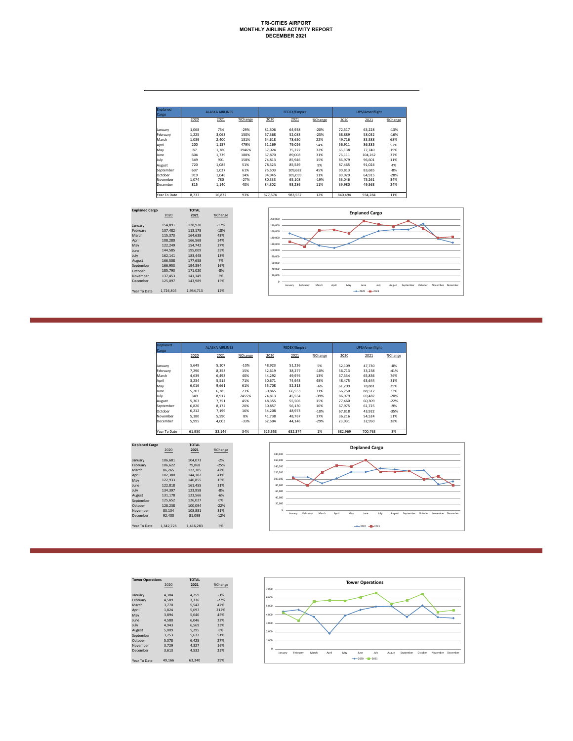# TRI-CITIES AIRPORT
## MONTHLY AIRLINE ACTIVITY REPORT
## DECEMBER 2021

| Enplaned Cargo | ALASKA AIRLINES | | | FEDEX/Empire | | | UPS/Ameriflight | | |
|---|---|---|---|---|---|---|---|---|---|
| | 2020 | 2021 | %Change | 2020 | 2021 | %Change | 2020 | 2021 | %Change |
| January | 1,068 | 754 | -29% | 81,306 | 64,938 | -20% | 72,517 | 63,228 | -13% |
| February | 1,225 | 3,063 | 150% | 67,368 | 52,083 | -23% | 68,889 | 58,032 | -16% |
| March | 1,039 | 2,400 | 131% | 64,618 | 78,650 | 22% | 49,716 | 83,588 | 68% |
| April | 200 | 1,157 | 479% | 51,169 | 79,026 | 54% | 56,911 | 86,385 | 52% |
| May | 87 | 1,780 | 1946% | 57,024 | 75,222 | 32% | 65,138 | 77,740 | 19% |
| June | 604 | 1,739 | 188% | 67,870 | 89,008 | 31% | 76,111 | 104,262 | 37% |
| July | 349 | 901 | 158% | 74,813 | 85,946 | 15% | 86,979 | 96,601 | 11% |
| August | 720 | 1,085 | 51% | 78,323 | 85,549 | 9% | 87,465 | 91,024 | 4% |
| September | 637 | 1,027 | 61% | 75,503 | 109,682 | 45% | 90,813 | 83,685 | -8% |
| October | 919 | 1,046 | 14% | 94,945 | 105,059 | 11% | 89,929 | 64,915 | -28% |
| November | 1,074 | 780 | -27% | 80,333 | 65,108 | -19% | 56,046 | 75,261 | 34% |
| December | 815 | 1,140 | 40% | 84,302 | 93,286 | 11% | 39,980 | 49,563 | 24% |
| Year To Date | 8,737 | 16,872 | 93% | 877,574 | 983,557 | 12% | 840,494 | 934,284 | 11% |

| Enplaned Cargo | 2020 | TOTAL 2021 | %Change |
|---|---|---|---|
| January | 154,891 | 128,920 | -17% |
| February | 137,482 | 113,178 | -18% |
| March | 115,373 | 164,638 | 43% |
| April | 108,280 | 166,568 | 54% |
| May | 122,249 | 154,742 | 27% |
| June | 144,585 | 195,009 | 35% |
| July | 162,141 | 183,448 | 13% |
| August | 166,508 | 177,658 | 7% |
| September | 166,953 | 194,394 | 16% |
| October | 185,793 | 171,020 | -8% |
| November | 137,453 | 141,149 | 3% |
| December | 125,097 | 143,989 | 15% |
| Year To Date | 1,726,805 | 1,934,713 | 12% |

Enplaned Cargo

200,000
180,000
160,000
140,000
120,000
100,000
80,000
60,000
40,000
20,000
0

January February March April May June July August September October November December

2020 2021

| Deplaned Cargo | ALASKA AIRLINES | | | FEDEX/Empire | | | UPS/Ameriflight | | |
|---|---|---|---|---|---|---|---|---|---|
| | 2020 | 2021 | %Change | 2020 | 2021 | %Change | 2020 | 2021 | %Change |
| January | 5,649 | 5,107 | -10% | 48,923 | 51,236 | 5% | 52,109 | 47,730 | -8% |
| February | 7,290 | 8,353 | 15% | 42,619 | 38,277 | -10% | 56,713 | 33,238 | -41% |
| March | 4,639 | 6,493 | 40% | 44,292 | 49,976 | 13% | 37,334 | 65,836 | 76% |
| April | 3,234 | 5,515 | 71% | 50,671 | 74,943 | 48% | 48,475 | 63,644 | 31% |
| May | 6,016 | 9,661 | 61% | 55,708 | 52,313 | -6% | 61,209 | 78,881 | 29% |
| June | 5,203 | 6,385 | 23% | 50,865 | 66,553 | 31% | 66,750 | 88,517 | 33% |
| July | 349 | 8,917 | 2455% | 74,813 | 45,554 | -39% | 86,979 | 69,487 | -20% |
| August | 5,363 | 7,751 | 45% | 48,355 | 55,506 | 15% | 77,460 | 60,309 | -22% |
| September | 6,820 | 8,172 | 20% | 50,857 | 56,130 | 10% | 67,975 | 61,725 | -9% |
| October | 6,212 | 7,199 | 16% | 54,208 | 48,973 | -10% | 67,818 | 43,922 | -35% |
| November | 5,180 | 5,590 | 8% | 41,738 | 48,767 | 17% | 36,216 | 54,524 | 51% |
| December | 5,995 | 4,003 | -33% | 62,504 | 44,146 | -29% | 23,931 | 32,950 | 38% |
| Year To Date | 61,950 | 83,146 | 34% | 625,553 | 632,374 | 1% | 682,969 | 700,763 | 3% |

| Deplaned Cargo | 2020 | TOTAL 2021 | %Change |
|---|---|---|---|
| January | 106,681 | 104,073 | -2% |
| February | 106,622 | 79,868 | -25% |
| March | 86,265 | 122,305 | 42% |
| April | 102,380 | 144,102 | 41% |
| May | 122,933 | 140,855 | 15% |
| June | 122,818 | 161,455 | 31% |
| July | 134,397 | 123,958 | -8% |
| August | 131,178 | 123,566 | -6% |
| September | 125,652 | 126,027 | 0% |
| October | 128,238 | 100,094 | -22% |
| November | 83,134 | 108,881 | 31% |
| December | 92,430 | 81,099 | -12% |
| Year To Date | 1,342,728 | 1,416,283 | 5% |

Deplaned Cargo

180,000
160,000
140,000
120,000
100,000
80,000
60,000
40,000
20,000
0

January February March April May June July August September October November December

2020 2021

| Tower Operations | 2020 | TOTAL 2021 | %Change |
|---|---|---|---|
| January | 4,384 | 4,259 | -3% |
| February | 4,589 | 3,336 | -27% |
| March | 3,770 | 5,542 | 47% |
| April | 1,824 | 5,697 | 212% |
| May | 3,894 | 5,640 | 45% |
| June | 4,580 | 6,046 | 32% |
| July | 4,943 | 6,569 | 33% |
| August | 5,009 | 5,295 | 6% |
| September | 3,753 | 5,672 | 51% |
| October | 5,078 | 6,425 | 27% |
| November | 3,729 | 4,327 | 16% |
| December | 3,613 | 4,532 | 25% |
| Year To Date | 49,166 | 63,340 | 29% |

Tower Operations

7,000
6,000
5,000
4,000
3,000
2,000
1,000
0

January February March April May June July August September October November December

2020 2021